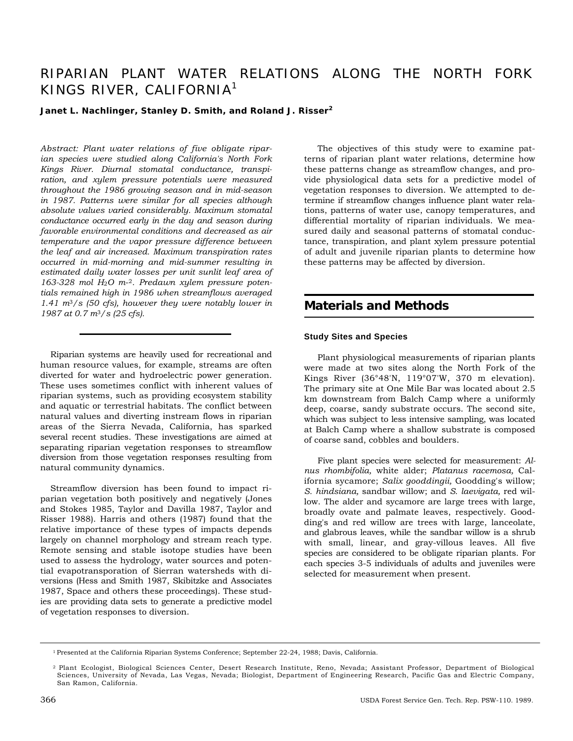# RIPARIAN PLANT WATER RELATIONS ALONG THE NORTH FORK KINGS RIVER, CALIFORNIA[1]

**Janet L. Nachlinger, Stanley D. Smith, and Roland J. Risser[2]**

*Abstract: Plant water relations of five obligate riparian species were studied along California's North Fork Kings River. Diurnal stomatal conductance, transpiration, and xylem pressure potentials were measured throughout the 1986 growing season and in mid-season in 1987. Patterns were similar for all species although absolute values varied considerably. Maximum stomatal conductance occurred early in the day and season during favorable environmental conditions and decreased as air temperature and the vapor pressure difference between the leaf and air increased. Maximum transpiration rates occurred in mid-morning and mid-summer resulting in estimated daily water losses per unit sunlit leaf area of 163-328 mol $H_2O$ $m^{-2}$. Predawn xylem pressure potentials remained high in 1986 when streamflows averaged 1.41 $m^3/s$ (50 cfs), however they were notably lower in 1987 at 0.7 $m^3/s$ (25 cfs).*

Riparian systems are heavily used for recreational and human resource values, for example, streams are often diverted for water and hydroelectric power generation. These uses sometimes conflict with inherent values of riparian systems, such as providing ecosystem stability and aquatic or terrestrial habitats. The conflict between natural values and diverting instream flows in riparian areas of the Sierra Nevada, California, has sparked several recent studies. These investigations are aimed at separating riparian vegetation responses to streamflow diversion from those vegetation responses resulting from natural community dynamics.

Streamflow diversion has been found to impact riparian vegetation both positively and negatively (Jones and Stokes 1985, Taylor and Davilla 1987, Taylor and Risser 1988). Harris and others (1987) found that the relative importance of these types of impacts depends largely on channel morphology and stream reach type. Remote sensing and stable isotope studies have been used to assess the hydrology, water sources and potential evapotransporation of Sierran watersheds with diversions (Hess and Smith 1987, Skibitzke and Associates 1987, Space and others these proceedings). These studies are providing data sets to generate a predictive model of vegetation responses to diversion.

The objectives of this study were to examine patterns of riparian plant water relations, determine how these patterns change as streamflow changes, and provide physiological data sets for a predictive model of vegetation responses to diversion. We attempted to determine if streamflow changes influence plant water relations, patterns of water use, canopy temperatures, and differential mortality of riparian individuals. We measured daily and seasonal patterns of stomatal conductance, transpiration, and plant xylem pressure potential of adult and juvenile riparian plants to determine how these patterns may be affected by diversion.

## Materials and Methods

### Study Sites and Species

Plant physiological measurements of riparian plants were made at two sites along the North Fork of the Kings River (36°48'N, 119°07'W, 370 m elevation). The primary site at One Mile Bar was located about 2.5 km downstream from Balch Camp where a uniformly deep, coarse, sandy substrate occurs. The second site, which was subject to less intensive sampling, was located at Balch Camp where a shallow substrate is composed of coarse sand, cobbles and boulders.

Five plant species were selected for measurement: *Alnus rhombifolia,* white alder; *Platanus racemosa,* California sycamore; *Salix gooddingii,* Goodding's willow; *S. hindsiana,* sandbar willow; and *S. laevigata,* red willow. The alder and sycamore are large trees with large, broadly ovate and palmate leaves, respectively. Goodding's and red willow are trees with large, lanceolate, and glabrous leaves, while the sandbar willow is a shrub with small, linear, and gray-villous leaves. All five species are considered to be obligate riparian plants. For each species 3-5 individuals of adults and juveniles were selected for measurement when present.

---

[1] Presented at the California Riparian Systems Conference; September 22-24, 1988; Davis, California.

[2] Plant Ecologist, Biological Sciences Center, Desert Research Institute, Reno, Nevada; Assistant Professor, Department of Biological Sciences, University of Nevada, Las Vegas, Nevada; Biologist, Department of Engineering Research, Pacific Gas and Electric Company, San Ramon, California.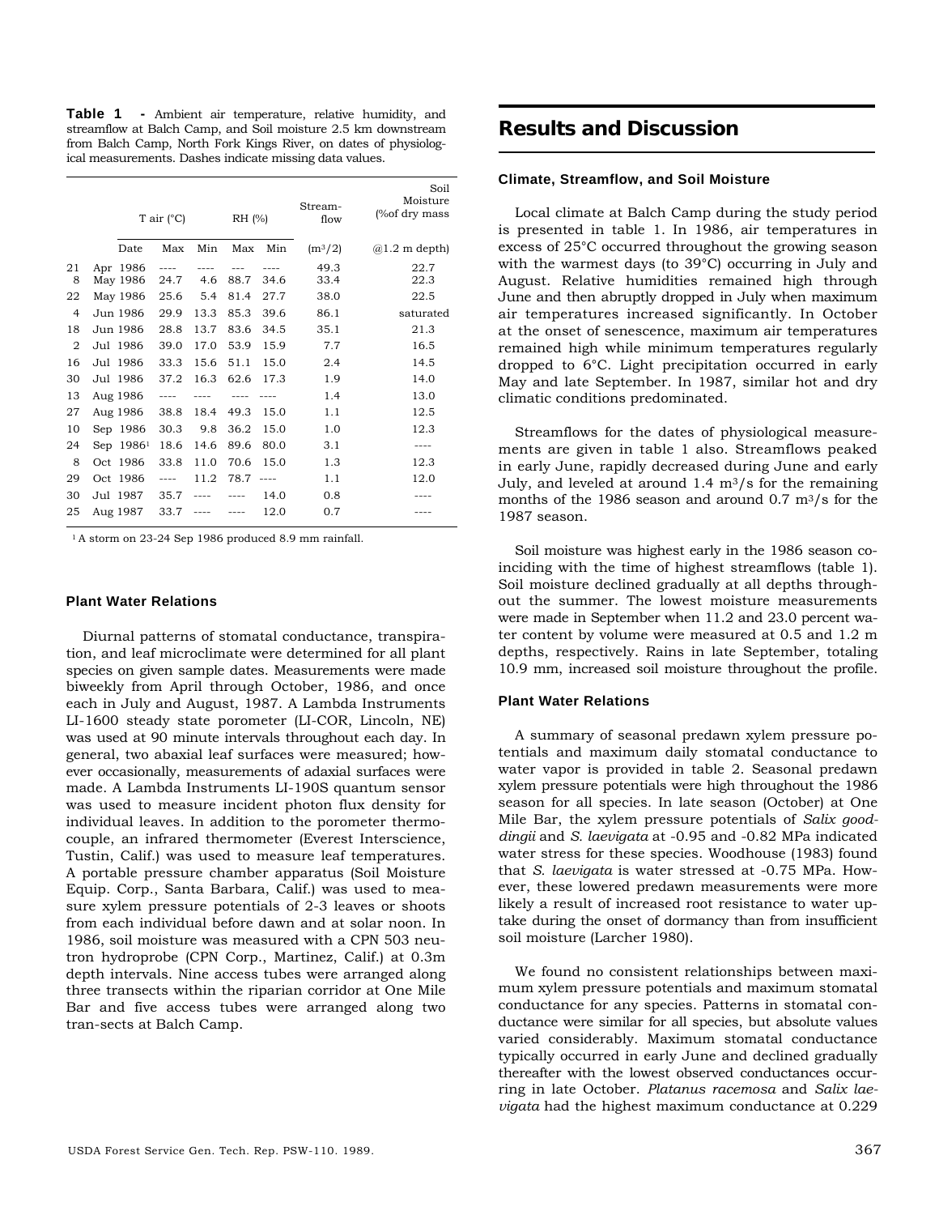**Table 1** - Ambient air temperature, relative humidity, and streamflow at Balch Camp, and Soil moisture 2.5 km downstream from Balch Camp, North Fork Kings River, on dates of physiological measurements. Dashes indicate missing data values.

| Date | T air (°C) | | RH (%) | | Stream-flow | Soil Moisture (%of dry mass |
|---|---|---|---|---|---|---|
| | Max | Min | Max | Min | ($m^3/2$) | @1.2 m depth) |
| 21 Apr 1986 | ---- | ---- | --- | ---- | 49.3 | 22.7 |
| 8 May 1986 | 24.7 | 4.6 | 88.7 | 34.6 | 33.4 | 22.3 |
| 22 May 1986 | 25.6 | 5.4 | 81.4 | 27.7 | 38.0 | 22.5 |
| 4 Jun 1986 | 29.9 | 13.3 | 85.3 | 39.6 | 86.1 | saturated |
| 18 Jun 1986 | 28.8 | 13.7 | 83.6 | 34.5 | 35.1 | 21.3 |
| 2 Jul 1986 | 39.0 | 17.0 | 53.9 | 15.9 | 7.7 | 16.5 |
| 16 Jul 1986 | 33.3 | 15.6 | 51.1 | 15.0 | 2.4 | 14.5 |
| 30 Jul 1986 | 37.2 | 16.3 | 62.6 | 17.3 | 1.9 | 14.0 |
| 13 Aug 1986 | ---- | ---- | ---- | ---- | 1.4 | 13.0 |
| 27 Aug 1986 | 38.8 | 18.4 | 49.3 | 15.0 | 1.1 | 12.5 |
| 10 Sep 1986 | 30.3 | 9.8 | 36.2 | 15.0 | 1.0 | 12.3 |
| 24 Sep 1986[1] | 18.6 | 14.6 | 89.6 | 80.0 | 3.1 | ---- |
| 8 Oct 1986 | 33.8 | 11.0 | 70.6 | 15.0 | 1.3 | 12.3 |
| 29 Oct 1986 | ---- | 11.2 | 78.7 | ---- | 1.1 | 12.0 |
| 30 Jul 1987 | 35.7 | ---- | ---- | 14.0 | 0.8 | ---- |
| 25 Aug 1987 | 33.7 | ---- | ---- | 12.0 | 0.7 | ---- |

[1] A storm on 23-24 Sep 1986 produced 8.9 mm rainfall.

### Plant Water Relations

Diurnal patterns of stomatal conductance, transpiration, and leaf microclimate were determined for all plant species on given sample dates. Measurements were made biweekly from April through October, 1986, and once each in July and August, 1987. A Lambda Instruments LI-1600 steady state porometer (LI-COR, Lincoln, NE) was used at 90 minute intervals throughout each day. In general, two abaxial leaf surfaces were measured; however occasionally, measurements of adaxial surfaces were made. A Lambda Instruments LI-190S quantum sensor was used to measure incident photon flux density for individual leaves. In addition to the porometer thermocouple, an infrared thermometer (Everest Interscience, Tustin, Calif.) was used to measure leaf temperatures. A portable pressure chamber apparatus (Soil Moisture Equip. Corp., Santa Barbara, Calif.) was used to measure xylem pressure potentials of 2-3 leaves or shoots from each individual before dawn and at solar noon. In 1986, soil moisture was measured with a CPN 503 neutron hydroprobe (CPN Corp., Martinez, Calif.) at 0.3m depth intervals. Nine access tubes were arranged along three transects within the riparian corridor at One Mile Bar and five access tubes were arranged along two tran-sects at Balch Camp.

## Results and Discussion

### Climate, Streamflow, and Soil Moisture

Local climate at Balch Camp during the study period is presented in table 1. In 1986, air temperatures in excess of 25°C occurred throughout the growing season with the warmest days (to 39°C) occurring in July and August. Relative humidities remained high through June and then abruptly dropped in July when maximum air temperatures increased significantly. In October at the onset of senescence, maximum air temperatures remained high while minimum temperatures regularly dropped to 6°C. Light precipitation occurred in early May and late September. In 1987, similar hot and dry climatic conditions predominated.

Streamflows for the dates of physiological measurements are given in table 1 also. Streamflows peaked in early June, rapidly decreased during June and early July, and leveled at around 1.4 $m^3/s$ for the remaining months of the 1986 season and around 0.7 $m^3/s$ for the 1987 season.

Soil moisture was highest early in the 1986 season coinciding with the time of highest streamflows (table 1). Soil moisture declined gradually at all depths throughout the summer. The lowest moisture measurements were made in September when 11.2 and 23.0 percent water content by volume were measured at 0.5 and 1.2 m depths, respectively. Rains in late September, totaling 10.9 mm, increased soil moisture throughout the profile.

### Plant Water Relations

A summary of seasonal predawn xylem pressure potentials and maximum daily stomatal conductance to water vapor is provided in table 2. Seasonal predawn xylem pressure potentials were high throughout the 1986 season for all species. In late season (October) at One Mile Bar, the xylem pressure potentials of *Salix gooddingii* and *S. laevigata* at -0.95 and -0.82 MPa indicated water stress for these species. Woodhouse (1983) found that *S. laevigata* is water stressed at -0.75 MPa. However, these lowered predawn measurements were more likely a result of increased root resistance to water uptake during the onset of dormancy than from insufficient soil moisture (Larcher 1980).

We found no consistent relationships between maximum xylem pressure potentials and maximum stomatal conductance for any species. Patterns in stomatal conductance were similar for all species, but absolute values varied considerably. Maximum stomatal conductance typically occurred in early June and declined gradually thereafter with the lowest observed conductances occurring in late October. *Platanus racemosa* and *Salix laevigata* had the highest maximum conductance at 0.229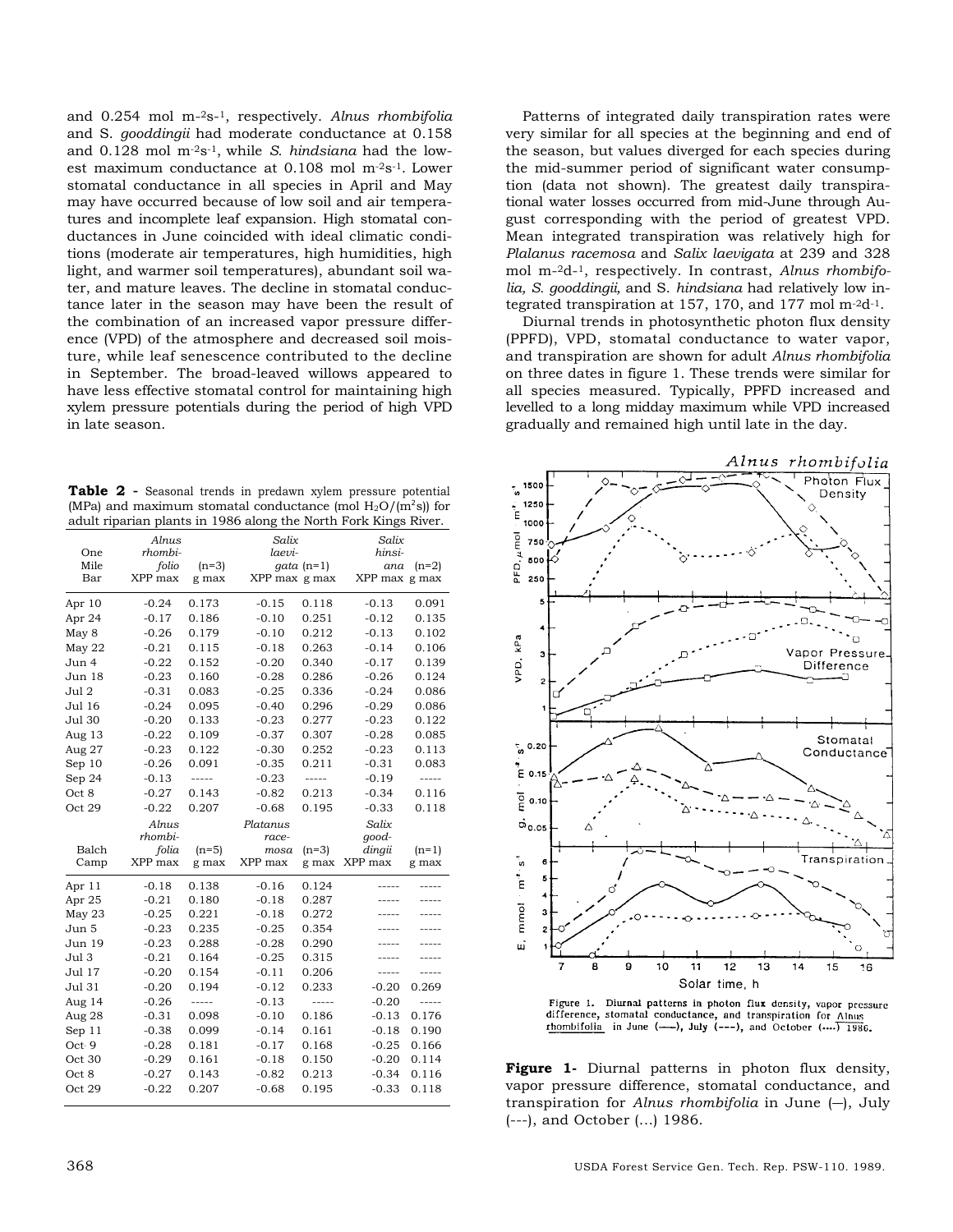and 0.254 mol m-2s-1, respectively. *Alnus rhombifolia* and S. *gooddingii* had moderate conductance at 0.158 and 0.128 mol m-2s-1, while *S. hindsiana* had the lowest maximum conductance at 0.108 mol m-2s-1. Lower stomatal conductance in all species in April and May may have occurred because of low soil and air temperatures and incomplete leaf expansion. High stomatal conductances in June coincided with ideal climatic conditions (moderate air temperatures, high humidities, high light, and warmer soil temperatures), abundant soil water, and mature leaves. The decline in stomatal conductance later in the season may have been the result of the combination of an increased vapor pressure difference (VPD) of the atmosphere and decreased soil moisture, while leaf senescence contributed to the decline in September. The broad-leaved willows appeared to have less effective stomatal control for maintaining high xylem pressure potentials during the period of high VPD in late season.

**Table 2** - Seasonal trends in predawn xylem pressure potential (MPa) and maximum stomatal conductance (mol $H_2O/(m^2s)$) for adult riparian plants in 1986 along the North Fork Kings River.

| One Mile Bar | *Alnus rhombifolio* XPP max | (n=3) g max | *Salix laevigata* XPP max | (n=1) g max | *Salix hinsiana* XPP max | (n=2) g max |
|---|---|---|---|---|---|---|
| Apr 10 | -0.24 | 0.173 | -0.15 | 0.118 | -0.13 | 0.091 |
| Apr 24 | -0.17 | 0.186 | -0.10 | 0.251 | -0.12 | 0.135 |
| May 8 | -0.26 | 0.179 | -0.10 | 0.212 | -0.13 | 0.102 |
| May 22 | -0.21 | 0.115 | -0.18 | 0.263 | -0.14 | 0.106 |
| Jun 4 | -0.22 | 0.152 | -0.20 | 0.340 | -0.17 | 0.139 |
| Jun 18 | -0.23 | 0.160 | -0.28 | 0.286 | -0.26 | 0.124 |
| Jul 2 | -0.31 | 0.083 | -0.25 | 0.336 | -0.24 | 0.086 |
| Jul 16 | -0.24 | 0.095 | -0.40 | 0.296 | -0.29 | 0.086 |
| Jul 30 | -0.20 | 0.133 | -0.23 | 0.277 | -0.23 | 0.122 |
| Aug 13 | -0.22 | 0.109 | -0.37 | 0.307 | -0.28 | 0.085 |
| Aug 27 | -0.23 | 0.122 | -0.30 | 0.252 | -0.23 | 0.113 |
| Sep 10 | -0.26 | 0.091 | -0.35 | 0.211 | -0.31 | 0.083 |
| Sep 24 | -0.13 | ----- | -0.23 | ----- | -0.19 | ----- |
| Oct 8 | -0.27 | 0.143 | -0.82 | 0.213 | -0.34 | 0.116 |
| Oct 29 | -0.22 | 0.207 | -0.68 | 0.195 | -0.33 | 0.118 |
| **Balch Camp** | ***Alnus rhombifolia* XPP max** | **(n=5) g max** | ***Platanus racemosa* XPP max** | **(n=3) g max** | ***Salix gooddingii* XPP max** | **(n=1) g max** |
| Apr 11 | -0.18 | 0.138 | -0.16 | 0.124 | ----- | ----- |
| Apr 25 | -0.21 | 0.180 | -0.18 | 0.287 | ----- | ----- |
| May 23 | -0.25 | 0.221 | -0.18 | 0.272 | ----- | ----- |
| Jun 5 | -0.23 | 0.235 | -0.25 | 0.354 | ----- | ----- |
| Jun 19 | -0.23 | 0.288 | -0.28 | 0.290 | ----- | ----- |
| Jul 3 | -0.21 | 0.164 | -0.25 | 0.315 | ----- | ----- |
| Jul 17 | -0.20 | 0.154 | -0.11 | 0.206 | ----- | ----- |
| Jul 31 | -0.20 | 0.194 | -0.12 | 0.233 | -0.20 | 0.269 |
| Aug 14 | -0.26 | ----- | -0.13 | ----- | -0.20 | ----- |
| Aug 28 | -0.31 | 0.098 | -0.10 | 0.186 | -0.13 | 0.176 |
| Sep 11 | -0.38 | 0.099 | -0.14 | 0.161 | -0.18 | 0.190 |
| Oct 9 | -0.28 | 0.181 | -0.17 | 0.168 | -0.25 | 0.166 |
| Oct 30 | -0.29 | 0.161 | -0.18 | 0.150 | -0.20 | 0.114 |
| Oct 8 | -0.27 | 0.143 | -0.82 | 0.213 | -0.34 | 0.116 |
| Oct 29 | -0.22 | 0.207 | -0.68 | 0.195 | -0.33 | 0.118 |

Patterns of integrated daily transpiration rates were very similar for all species at the beginning and end of the season, but values diverged for each species during the mid-summer period of significant water consumption (data not shown). The greatest daily transpirational water losses occurred from mid-June through August corresponding with the period of greatest VPD. Mean integrated transpiration was relatively high for *Plalanus racemosa* and *Salix laevigata* at 239 and 328 mol m-2d-1, respectively. In contrast, *Alnus rhombifolia, S. gooddingii,* and S. *hindsiana* had relatively low integrated transpiration at 157, 170, and 177 mol m-2d-1.

Diurnal trends in photosynthetic photon flux density (PPFD), VPD, stomatal conductance to water vapor, and transpiration are shown for adult *Alnus rhombifolia* on three dates in figure 1. These trends were similar for all species measured. Typically, PPFD increased and levelled to a long midday maximum while VPD increased gradually and remained high until late in the day.

**Figure 1-** Diurnal patterns in photon flux density, vapor pressure difference, stomatal conductance, and transpiration for *Alnus rhombifolia* in June (—), July (---), and October (...) 1986.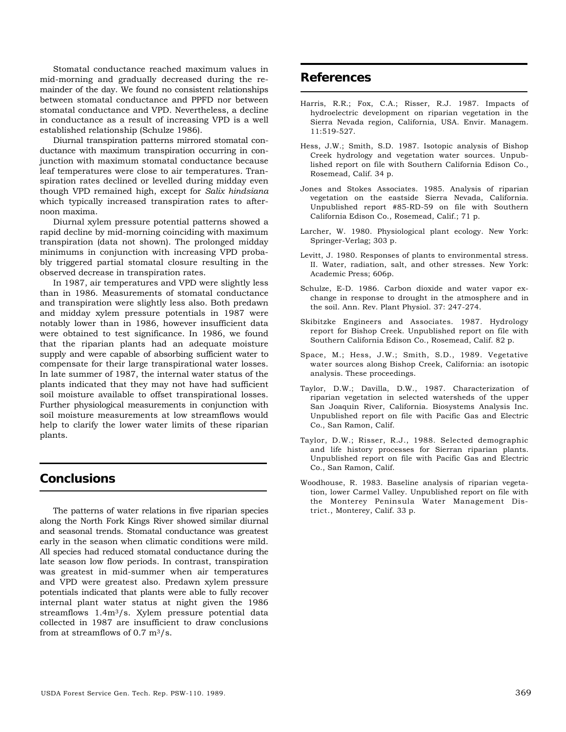Stomatal conductance reached maximum values in mid-morning and gradually decreased during the remainder of the day. We found no consistent relationships between stomatal conductance and PPFD nor between stomatal conductance and VPD. Nevertheless, a decline in conductance as a result of increasing VPD is a well established relationship (Schulze 1986).

Diurnal transpiration patterns mirrored stomatal conductance with maximum transpiration occurring in conjunction with maximum stomatal conductance because leaf temperatures were close to air temperatures. Transpiration rates declined or levelled during midday even though VPD remained high, except for *Salix hindsiana* which typically increased transpiration rates to afternoon maxima.

Diurnal xylem pressure potential patterns showed a rapid decline by mid-morning coinciding with maximum transpiration (data not shown). The prolonged midday minimums in conjunction with increasing VPD probably triggered partial stomatal closure resulting in the observed decrease in transpiration rates.

In 1987, air temperatures and VPD were slightly less than in 1986. Measurements of stomatal conductance and transpiration were slightly less also. Both predawn and midday xylem pressure potentials in 1987 were notably lower than in 1986, however insufficient data were obtained to test significance. In 1986, we found that the riparian plants had an adequate moisture supply and were capable of absorbing sufficient water to compensate for their large transpirational water losses. In late summer of 1987, the internal water status of the plants indicated that they may not have had sufficient soil moisture available to offset transpirational losses. Further physiological measurements in conjunction with soil moisture measurements at low streamflows would help to clarify the lower water limits of these riparian plants.

## Conclusions

The patterns of water relations in five riparian species along the North Fork Kings River showed similar diurnal and seasonal trends. Stomatal conductance was greatest early in the season when climatic conditions were mild. All species had reduced stomatal conductance during the late season low flow periods. In contrast, transpiration was greatest in mid-summer when air temperatures and VPD were greatest also. Predawn xylem pressure potentials indicated that plants were able to fully recover internal plant water status at night given the 1986 streamflows $1.4 m^3/s$. Xylem pressure potential data collected in 1987 are insufficient to draw conclusions from at streamflows of $0.7 m^3/s$.

## References

Harris, R.R.; Fox, C.A.; Risser, R.J. 1987. Impacts of hydroelectric development on riparian vegetation in the Sierra Nevada region, California, USA. Envir. Managem. 11:519-527.

Hess, J.W.; Smith, S.D. 1987. Isotopic analysis of Bishop Creek hydrology and vegetation water sources. Unpublished report on file with Southern California Edison Co., Rosemead, Calif. 34 p.

Jones and Stokes Associates. 1985. Analysis of riparian vegetation on the eastside Sierra Nevada, California. Unpublished report #85-RD-59 on file with Southern California Edison Co., Rosemead, Calif.; 71 p.

Larcher, W. 1980. Physiological plant ecology. New York: Springer-Verlag; 303 p.

Levitt, J. 1980. Responses of plants to environmental stress. II. Water, radiation, salt, and other stresses. New York: Academic Press; 606p.

Schulze, E-D. 1986. Carbon dioxide and water vapor exchange in response to drought in the atmosphere and in the soil. Ann. Rev. Plant Physiol. 37: 247-274.

Skibitzke Engineers and Associates. 1987. Hydrology report for Bishop Creek. Unpublished report on file with Southern California Edison Co., Rosemead, Calif. 82 p.

Space, M.; Hess, J.W.; Smith, S.D., 1989. Vegetative water sources along Bishop Creek, California: an isotopic analysis. These proceedings.

Taylor, D.W.; Davilla, D.W., 1987. Characterization of riparian vegetation in selected watersheds of the upper San Joaquin River, California. Biosystems Analysis Inc. Unpublished report on file with Pacific Gas and Electric Co., San Ramon, Calif.

Taylor, D.W.; Risser, R.J., 1988. Selected demographic and life history processes for Sierran riparian plants. Unpublished report on file with Pacific Gas and Electric Co., San Ramon, Calif.

Woodhouse, R. 1983. Baseline analysis of riparian vegetation, lower Carmel Valley. Unpublished report on file with the Monterey Peninsula Water Management District., Monterey, Calif. 33 p.